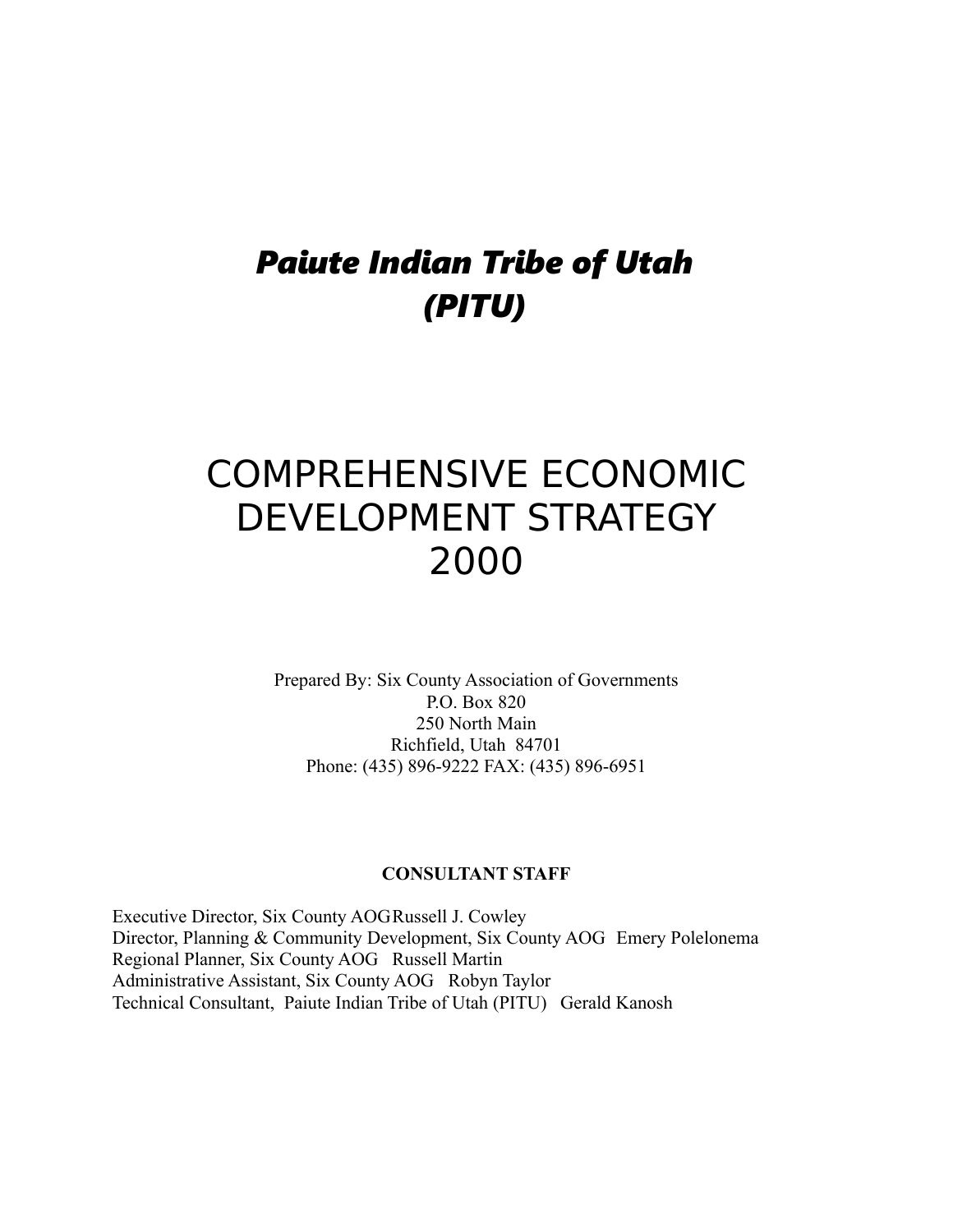# *Paiute Indian Tribe of Utah (PITU)*

# COMPREHENSIVE ECONOMIC DEVELOPMENT STRATEGY 2000

Prepared By: Six County Association of Governments
P.O. Box 820
250 North Main
Richfield, Utah 84701
Phone: (435) 896-9222 FAX: (435) 896-6951

**CONSULTANT STAFF**

Executive Director, Six County AOG Russell J. Cowley
Director, Planning & Community Development, Six County AOG Emery Polelonema
Regional Planner, Six County AOG Russell Martin
Administrative Assistant, Six County AOG Robyn Taylor
Technical Consultant, Paiute Indian Tribe of Utah (PITU) Gerald Kanosh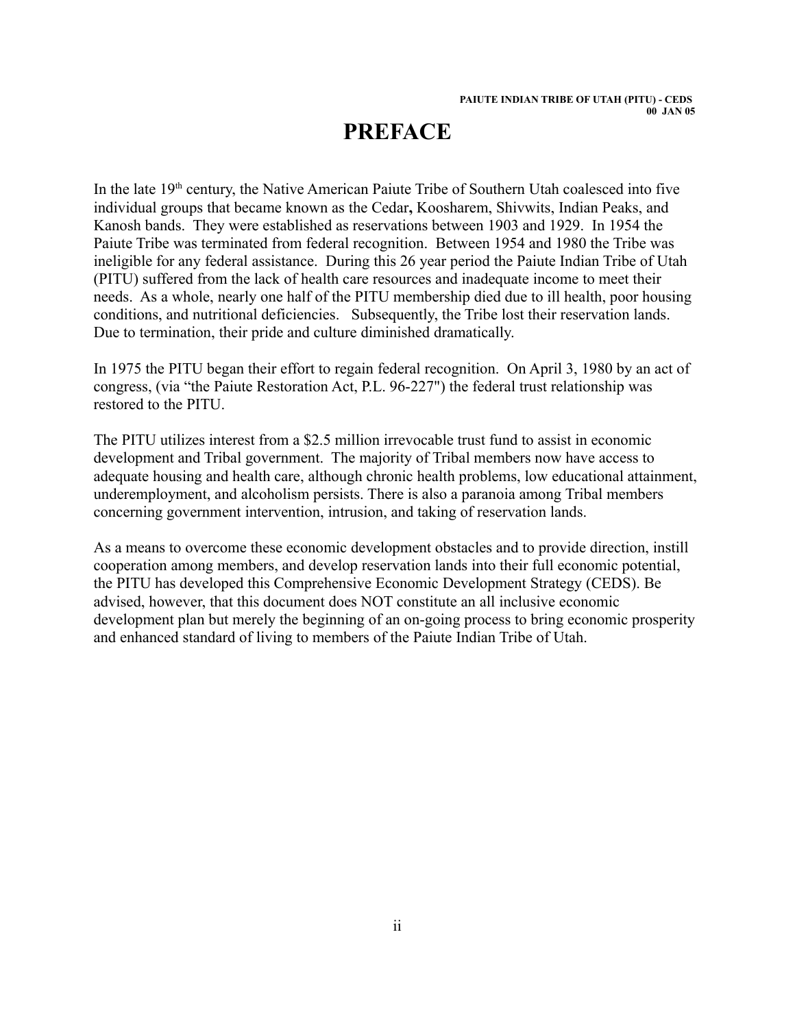# PREFACE

In the late 19th century, the Native American Paiute Tribe of Southern Utah coalesced into five individual groups that became known as the Cedar**,** Koosharem, Shivwits, Indian Peaks, and Kanosh bands. They were established as reservations between 1903 and 1929. In 1954 the Paiute Tribe was terminated from federal recognition. Between 1954 and 1980 the Tribe was ineligible for any federal assistance. During this 26 year period the Paiute Indian Tribe of Utah (PITU) suffered from the lack of health care resources and inadequate income to meet their needs. As a whole, nearly one half of the PITU membership died due to ill health, poor housing conditions, and nutritional deficiencies. Subsequently, the Tribe lost their reservation lands. Due to termination, their pride and culture diminished dramatically.

In 1975 the PITU began their effort to regain federal recognition. On April 3, 1980 by an act of congress, (via "the Paiute Restoration Act, P.L. 96-227") the federal trust relationship was restored to the PITU.

The PITU utilizes interest from a $2.5 million irrevocable trust fund to assist in economic development and Tribal government. The majority of Tribal members now have access to adequate housing and health care, although chronic health problems, low educational attainment, underemployment, and alcoholism persists. There is also a paranoia among Tribal members concerning government intervention, intrusion, and taking of reservation lands.

As a means to overcome these economic development obstacles and to provide direction, instill cooperation among members, and develop reservation lands into their full economic potential, the PITU has developed this Comprehensive Economic Development Strategy (CEDS). Be advised, however, that this document does NOT constitute an all inclusive economic development plan but merely the beginning of an on-going process to bring economic prosperity and enhanced standard of living to members of the Paiute Indian Tribe of Utah.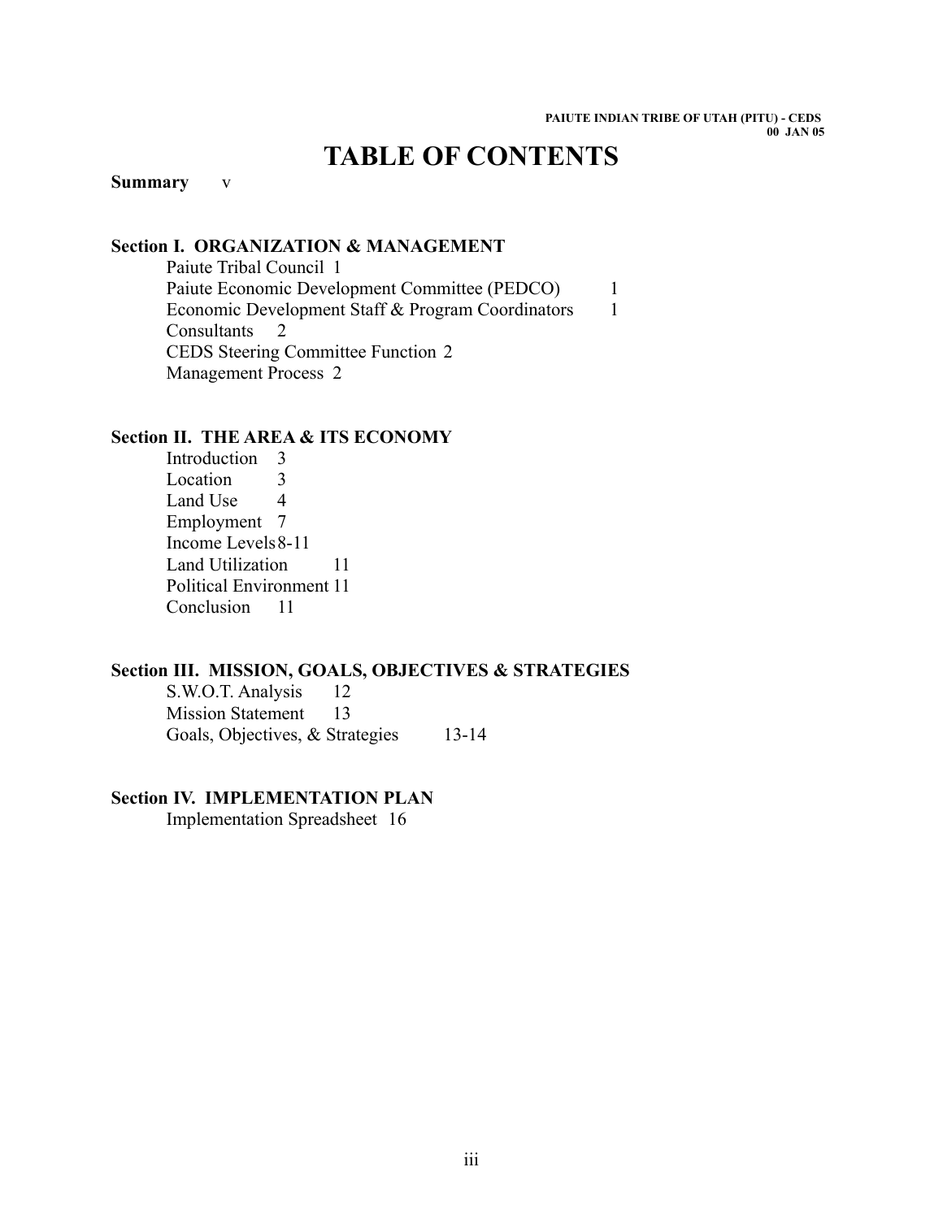# TABLE OF CONTENTS

**Summary** v

**Section I. ORGANIZATION & MANAGEMENT**

- Paiute Tribal Council 1
- Paiute Economic Development Committee (PEDCO) 1
- Economic Development Staff & Program Coordinators 1
- Consultants 2
- CEDS Steering Committee Function 2
- Management Process 2

**Section II. THE AREA & ITS ECONOMY**

- Introduction 3
- Location 3
- Land Use 4
- Employment 7
- Income Levels 8-11
- Land Utilization 11
- Political Environment 11
- Conclusion 11

**Section III. MISSION, GOALS, OBJECTIVES & STRATEGIES**

- S.W.O.T. Analysis 12
- Mission Statement 13
- Goals, Objectives, & Strategies 13-14

**Section IV. IMPLEMENTATION PLAN**

- Implementation Spreadsheet 16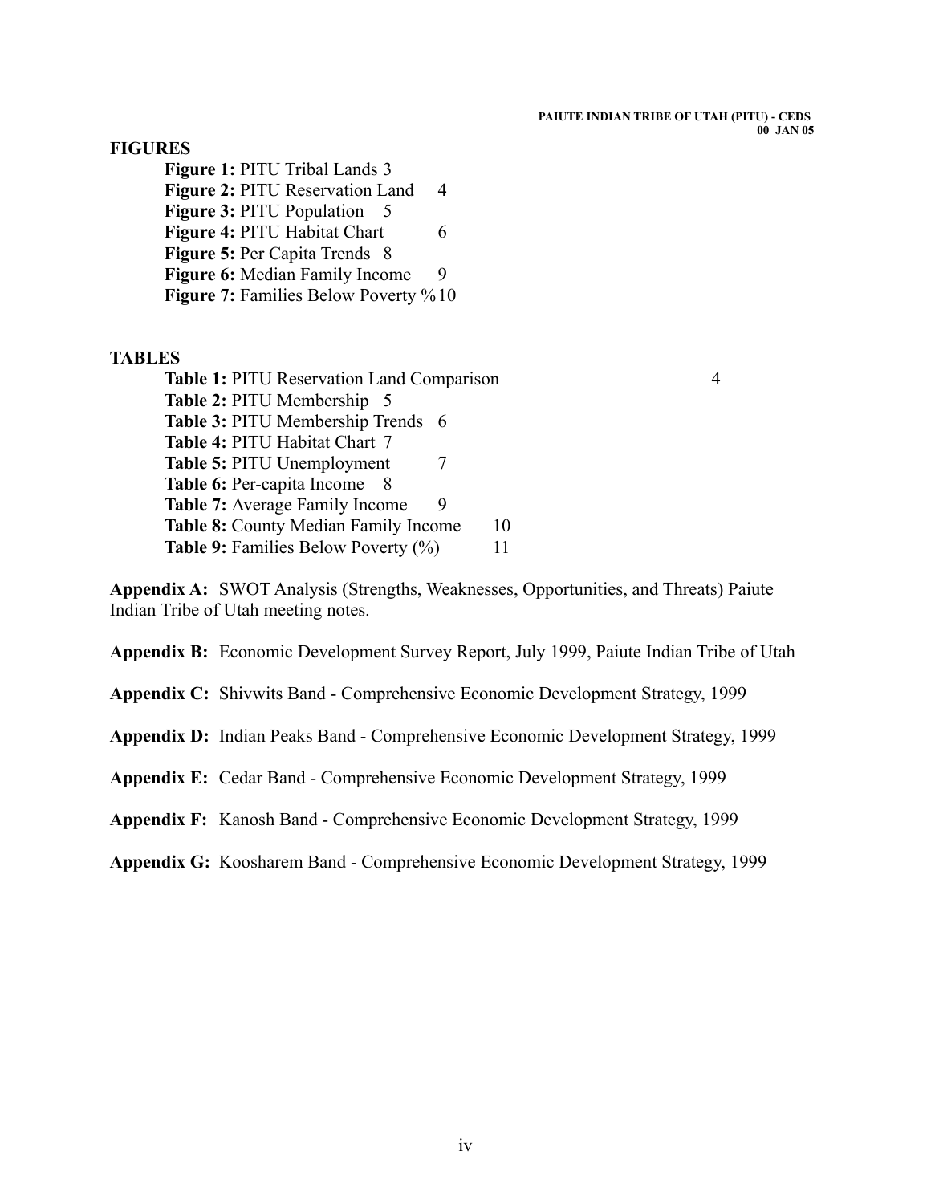## FIGURES

**Figure 1:** PITU Tribal Lands 3
**Figure 2:** PITU Reservation Land 4
**Figure 3:** PITU Population 5
**Figure 4:** PITU Habitat Chart 6
**Figure 5:** Per Capita Trends 8
**Figure 6:** Median Family Income 9
**Figure 7:** Families Below Poverty % 10

## TABLES

**Table 1:** PITU Reservation Land Comparison 4
**Table 2:** PITU Membership 5
**Table 3:** PITU Membership Trends 6
**Table 4:** PITU Habitat Chart 7
**Table 5:** PITU Unemployment 7
**Table 6:** Per-capita Income 8
**Table 7:** Average Family Income 9
**Table 8:** County Median Family Income 10
**Table 9:** Families Below Poverty (%) 11

**Appendix A:** SWOT Analysis (Strengths, Weaknesses, Opportunities, and Threats) Paiute Indian Tribe of Utah meeting notes.

**Appendix B:** Economic Development Survey Report, July 1999, Paiute Indian Tribe of Utah

**Appendix C:** Shivwits Band - Comprehensive Economic Development Strategy, 1999

**Appendix D:** Indian Peaks Band - Comprehensive Economic Development Strategy, 1999

**Appendix E:** Cedar Band - Comprehensive Economic Development Strategy, 1999

**Appendix F:** Kanosh Band - Comprehensive Economic Development Strategy, 1999

**Appendix G:** Koosharem Band - Comprehensive Economic Development Strategy, 1999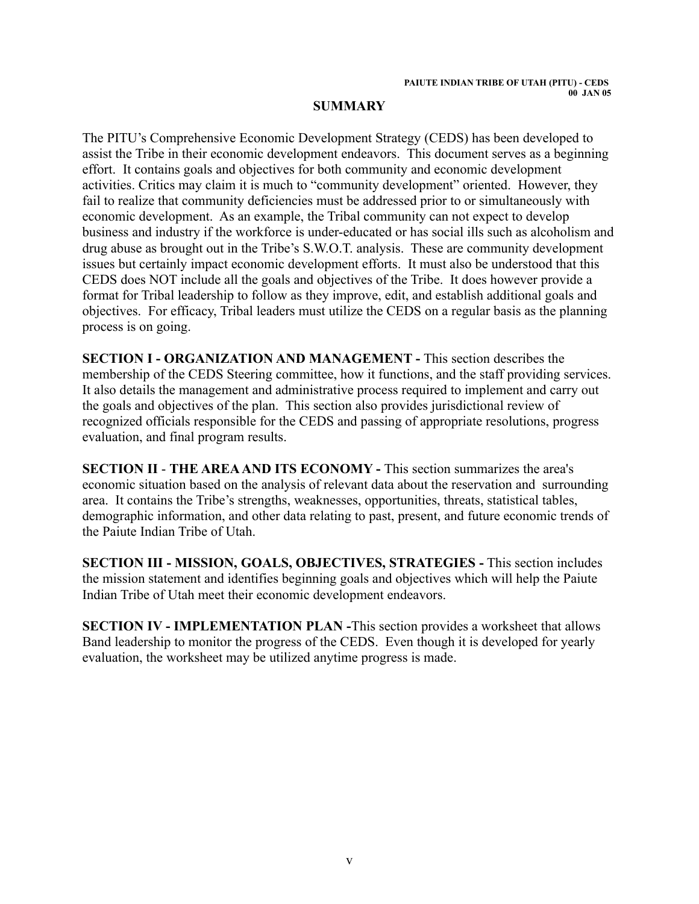## SUMMARY

The PITU's Comprehensive Economic Development Strategy (CEDS) has been developed to assist the Tribe in their economic development endeavors. This document serves as a beginning effort. It contains goals and objectives for both community and economic development activities. Critics may claim it is much to "community development" oriented. However, they fail to realize that community deficiencies must be addressed prior to or simultaneously with economic development. As an example, the Tribal community can not expect to develop business and industry if the workforce is under-educated or has social ills such as alcoholism and drug abuse as brought out in the Tribe's S.W.O.T. analysis. These are community development issues but certainly impact economic development efforts. It must also be understood that this CEDS does NOT include all the goals and objectives of the Tribe. It does however provide a format for Tribal leadership to follow as they improve, edit, and establish additional goals and objectives. For efficacy, Tribal leaders must utilize the CEDS on a regular basis as the planning process is on going.

**SECTION I - ORGANIZATION AND MANAGEMENT -** This section describes the membership of the CEDS Steering committee, how it functions, and the staff providing services. It also details the management and administrative process required to implement and carry out the goals and objectives of the plan. This section also provides jurisdictional review of recognized officials responsible for the CEDS and passing of appropriate resolutions, progress evaluation, and final program results.

**SECTION II - THE AREA AND ITS ECONOMY -** This section summarizes the area's economic situation based on the analysis of relevant data about the reservation and surrounding area. It contains the Tribe's strengths, weaknesses, opportunities, threats, statistical tables, demographic information, and other data relating to past, present, and future economic trends of the Paiute Indian Tribe of Utah.

**SECTION III - MISSION, GOALS, OBJECTIVES, STRATEGIES -** This section includes the mission statement and identifies beginning goals and objectives which will help the Paiute Indian Tribe of Utah meet their economic development endeavors.

**SECTION IV - IMPLEMENTATION PLAN -**This section provides a worksheet that allows Band leadership to monitor the progress of the CEDS. Even though it is developed for yearly evaluation, the worksheet may be utilized anytime progress is made.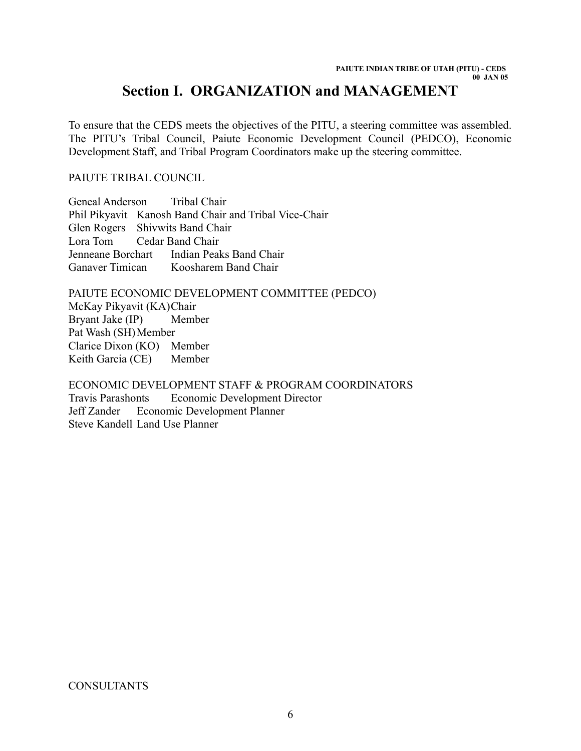// Section I. ORGANIZATION and MANAGEMENT

# Section I. ORGANIZATION and MANAGEMENT

To ensure that the CEDS meets the objectives of the PITU, a steering committee was assembled. The PITU's Tribal Council, Paiute Economic Development Council (PEDCO), Economic Development Staff, and Tribal Program Coordinators make up the steering committee.

PAIUTE TRIBAL COUNCIL

Geneal Anderson Tribal Chair  
Phil Pikyavit Kanosh Band Chair and Tribal Vice-Chair  
Glen Rogers Shivwits Band Chair  
Lora Tom Cedar Band Chair  
Jenneane Borchart Indian Peaks Band Chair  
Ganaver Timican Koosharem Band Chair

PAIUTE ECONOMIC DEVELOPMENT COMMITTEE (PEDCO)  
McKay Pikyavit (KA) Chair  
Bryant Jake (IP) Member  
Pat Wash (SH) Member  
Clarice Dixon (KO) Member  
Keith Garcia (CE) Member

ECONOMIC DEVELOPMENT STAFF & PROGRAM COORDINATORS  
Travis Parashonts Economic Development Director  
Jeff Zander Economic Development Planner  
Steve Kandell Land Use Planner

CONSULTANTS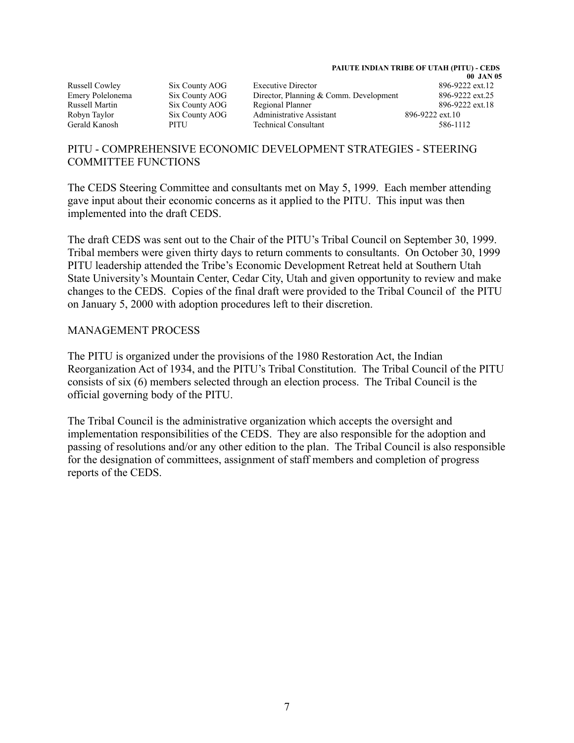| | | | |
|---|---|---|---|
| Russell Cowley | Six County AOG | Executive Director | 896-9222 ext.12 |
| Emery Polelonema | Six County AOG | Director, Planning & Comm. Development | 896-9222 ext.25 |
| Russell Martin | Six County AOG | Regional Planner | 896-9222 ext.18 |
| Robyn Taylor | Six County AOG | Administrative Assistant | 896-9222 ext.10 |
| Gerald Kanosh | PITU | Technical Consultant | 586-1112 |

## PITU - COMPREHENSIVE ECONOMIC DEVELOPMENT STRATEGIES - STEERING COMMITTEE FUNCTIONS

The CEDS Steering Committee and consultants met on May 5, 1999. Each member attending gave input about their economic concerns as it applied to the PITU. This input was then implemented into the draft CEDS.

The draft CEDS was sent out to the Chair of the PITU's Tribal Council on September 30, 1999. Tribal members were given thirty days to return comments to consultants. On October 30, 1999 PITU leadership attended the Tribe's Economic Development Retreat held at Southern Utah State University's Mountain Center, Cedar City, Utah and given opportunity to review and make changes to the CEDS. Copies of the final draft were provided to the Tribal Council of the PITU on January 5, 2000 with adoption procedures left to their discretion.

## MANAGEMENT PROCESS

The PITU is organized under the provisions of the 1980 Restoration Act, the Indian Reorganization Act of 1934, and the PITU's Tribal Constitution. The Tribal Council of the PITU consists of six (6) members selected through an election process. The Tribal Council is the official governing body of the PITU.

The Tribal Council is the administrative organization which accepts the oversight and implementation responsibilities of the CEDS. They are also responsible for the adoption and passing of resolutions and/or any other edition to the plan. The Tribal Council is also responsible for the designation of committees, assignment of staff members and completion of progress reports of the CEDS.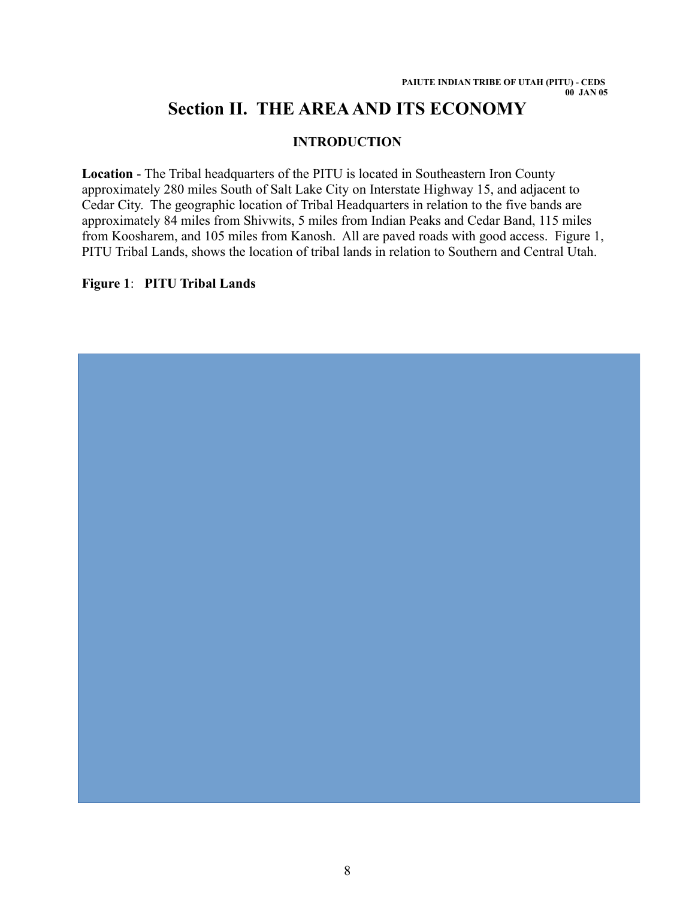# Section II. THE AREA AND ITS ECONOMY

## INTRODUCTION

**Location** - The Tribal headquarters of the PITU is located in Southeastern Iron County approximately 280 miles South of Salt Lake City on Interstate Highway 15, and adjacent to Cedar City. The geographic location of Tribal Headquarters in relation to the five bands are approximately 84 miles from Shivwits, 5 miles from Indian Peaks and Cedar Band, 115 miles from Koosharem, and 105 miles from Kanosh. All are paved roads with good access. Figure 1, PITU Tribal Lands, shows the location of tribal lands in relation to Southern and Central Utah.

**Figure 1**: **PITU Tribal Lands**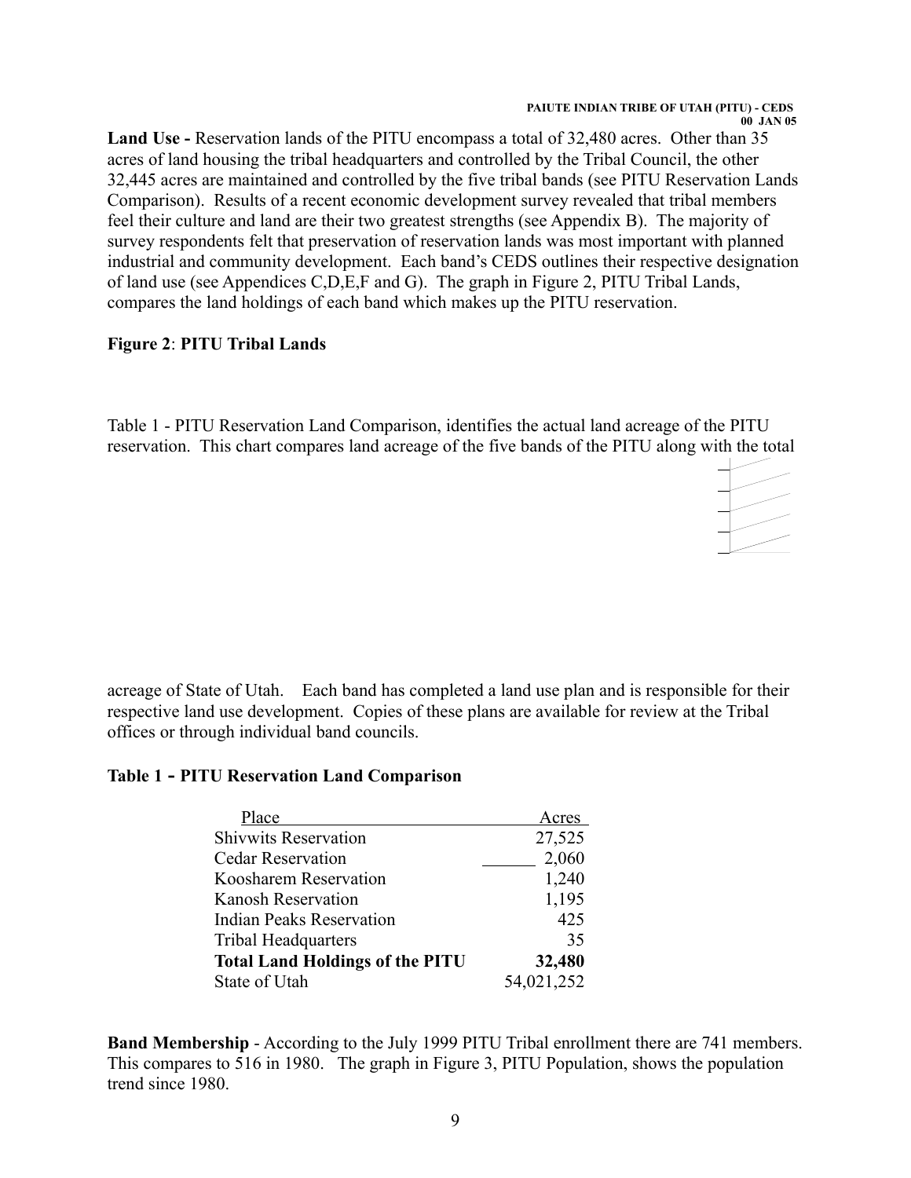**Land Use -** Reservation lands of the PITU encompass a total of 32,480 acres. Other than 35 acres of land housing the tribal headquarters and controlled by the Tribal Council, the other 32,445 acres are maintained and controlled by the five tribal bands (see PITU Reservation Lands Comparison). Results of a recent economic development survey revealed that tribal members feel their culture and land are their two greatest strengths (see Appendix B). The majority of survey respondents felt that preservation of reservation lands was most important with planned industrial and community development. Each band's CEDS outlines their respective designation of land use (see Appendices C,D,E,F and G). The graph in Figure 2, PITU Tribal Lands, compares the land holdings of each band which makes up the PITU reservation.

**Figure 2**: **PITU Tribal Lands**

Table 1 - PITU Reservation Land Comparison, identifies the actual land acreage of the PITU reservation. This chart compares land acreage of the five bands of the PITU along with the total acreage of State of Utah. Each band has completed a land use plan and is responsible for their respective land use development. Copies of these plans are available for review at the Tribal offices or through individual band councils.

**Table 1 - PITU Reservation Land Comparison**

| Place | Acres |
|---|---|
| Shivwits Reservation | 27,525 |
| Cedar Reservation | 2,060 |
| Koosharem Reservation | 1,240 |
| Kanosh Reservation | 1,195 |
| Indian Peaks Reservation | 425 |
| Tribal Headquarters | 35 |
| **Total Land Holdings of the PITU** | **32,480** |
| State of Utah | 54,021,252 |

**Band Membership** - According to the July 1999 PITU Tribal enrollment there are 741 members. This compares to 516 in 1980. The graph in Figure 3, PITU Population, shows the population trend since 1980.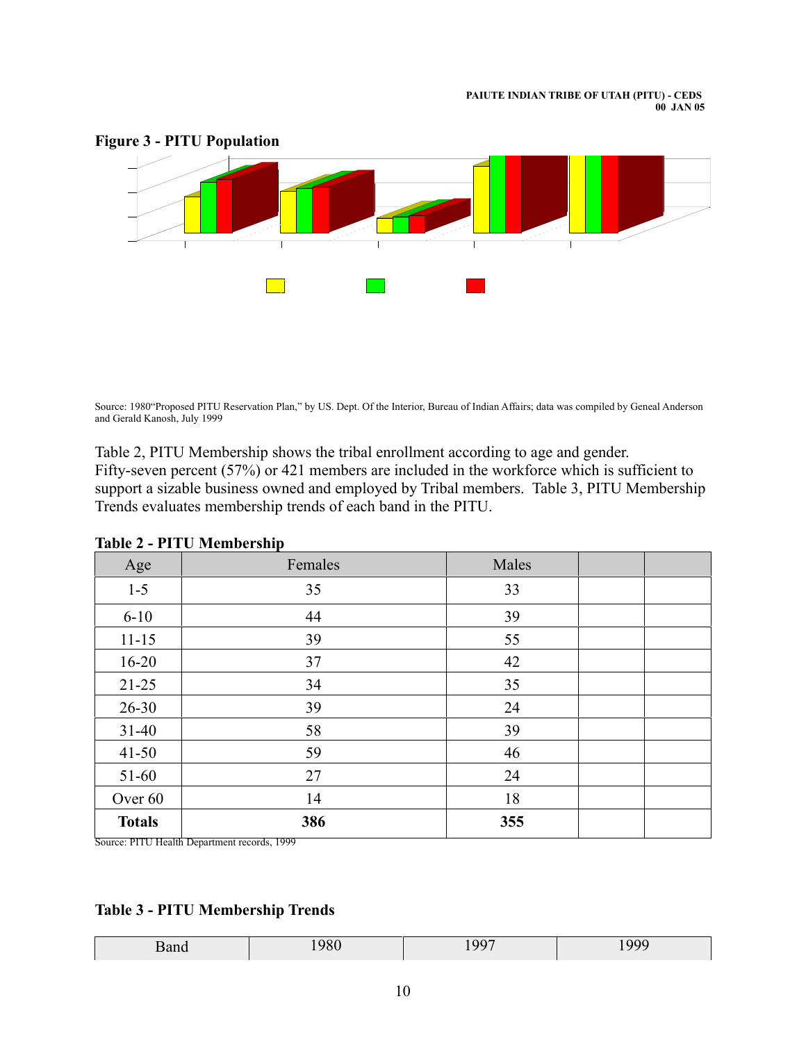**Figure 3 - PITU Population**

Source: 1980"Proposed PITU Reservation Plan," by US. Dept. Of the Interior, Bureau of Indian Affairs; data was compiled by Geneal Anderson and Gerald Kanosh, July 1999

Table 2, PITU Membership shows the tribal enrollment according to age and gender. Fifty-seven percent (57%) or 421 members are included in the workforce which is sufficient to support a sizable business owned and employed by Tribal members. Table 3, PITU Membership Trends evaluates membership trends of each band in the PITU.

**Table 2 - PITU Membership**

| Age | Females | Males | | |
|---|---|---|---|---|
| 1-5 | 35 | 33 | | |
| 6-10 | 44 | 39 | | |
| 11-15 | 39 | 55 | | |
| 16-20 | 37 | 42 | | |
| 21-25 | 34 | 35 | | |
| 26-30 | 39 | 24 | | |
| 31-40 | 58 | 39 | | |
| 41-50 | 59 | 46 | | |
| 51-60 | 27 | 24 | | |
| Over 60 | 14 | 18 | | |
| **Totals** | **386** | **355** | | |

Source: PITU Health Department records, 1999

**Table 3 - PITU Membership Trends**

| Band | 1980 | 1997 | 1999 |
|---|---|---|---|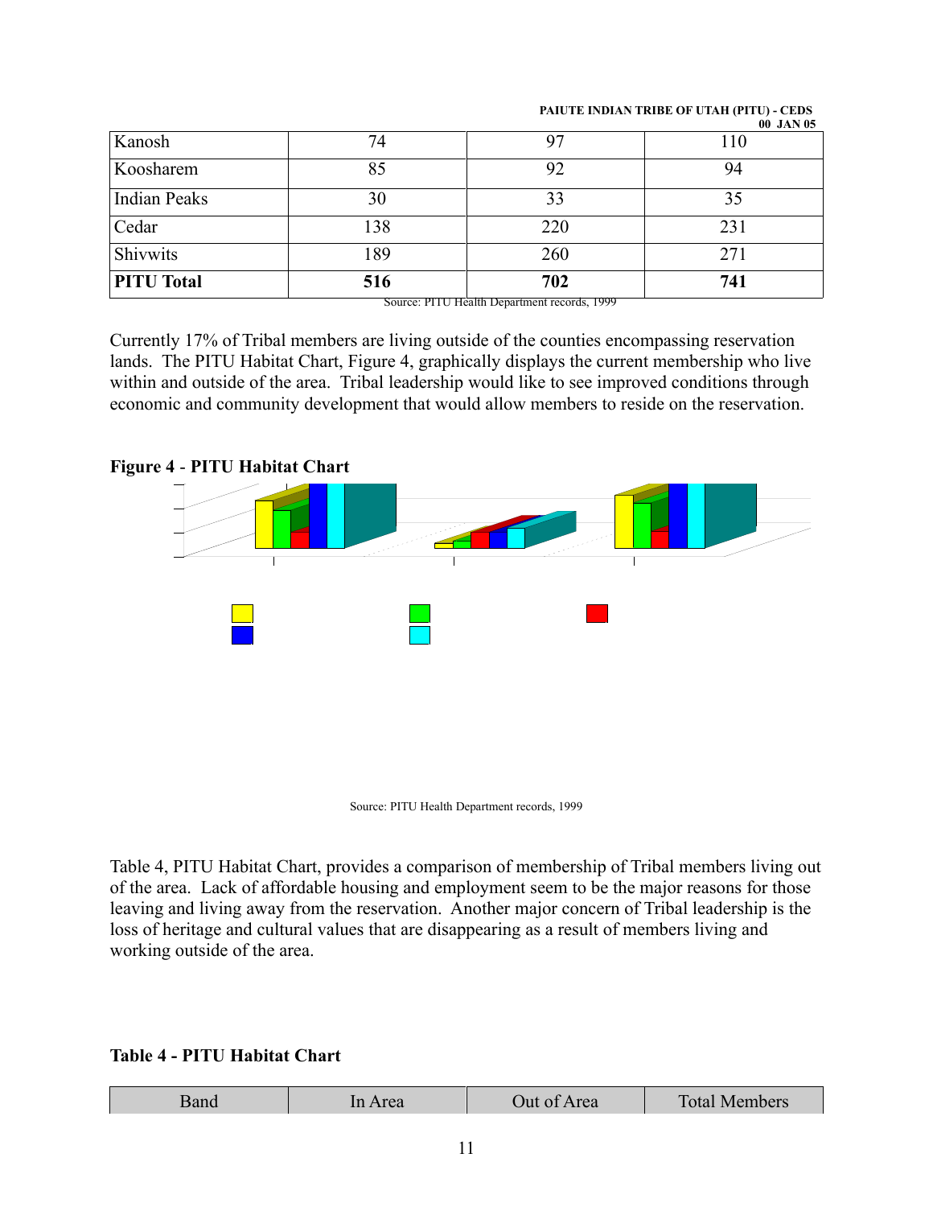| Kanosh | 74 | 97 | 110 |
|---|---|---|---|
| Koosharem | 85 | 92 | 94 |
| Indian Peaks | 30 | 33 | 35 |
| Cedar | 138 | 220 | 231 |
| Shivwits | 189 | 260 | 271 |
| **PITU Total** | **516** | **702** | **741** |

Source: PITU Health Department records, 1999

Currently 17% of Tribal members are living outside of the counties encompassing reservation lands. The PITU Habitat Chart, Figure 4, graphically displays the current membership who live within and outside of the area. Tribal leadership would like to see improved conditions through economic and community development that would allow members to reside on the reservation.

**Figure 4 - PITU Habitat Chart**

Source: PITU Health Department records, 1999

Table 4, PITU Habitat Chart, provides a comparison of membership of Tribal members living out of the area. Lack of affordable housing and employment seem to be the major reasons for those leaving and living away from the reservation. Another major concern of Tribal leadership is the loss of heritage and cultural values that are disappearing as a result of members living and working outside of the area.

**Table 4 - PITU Habitat Chart**

| Band | In Area | Out of Area | Total Members |
|---|---|---|---|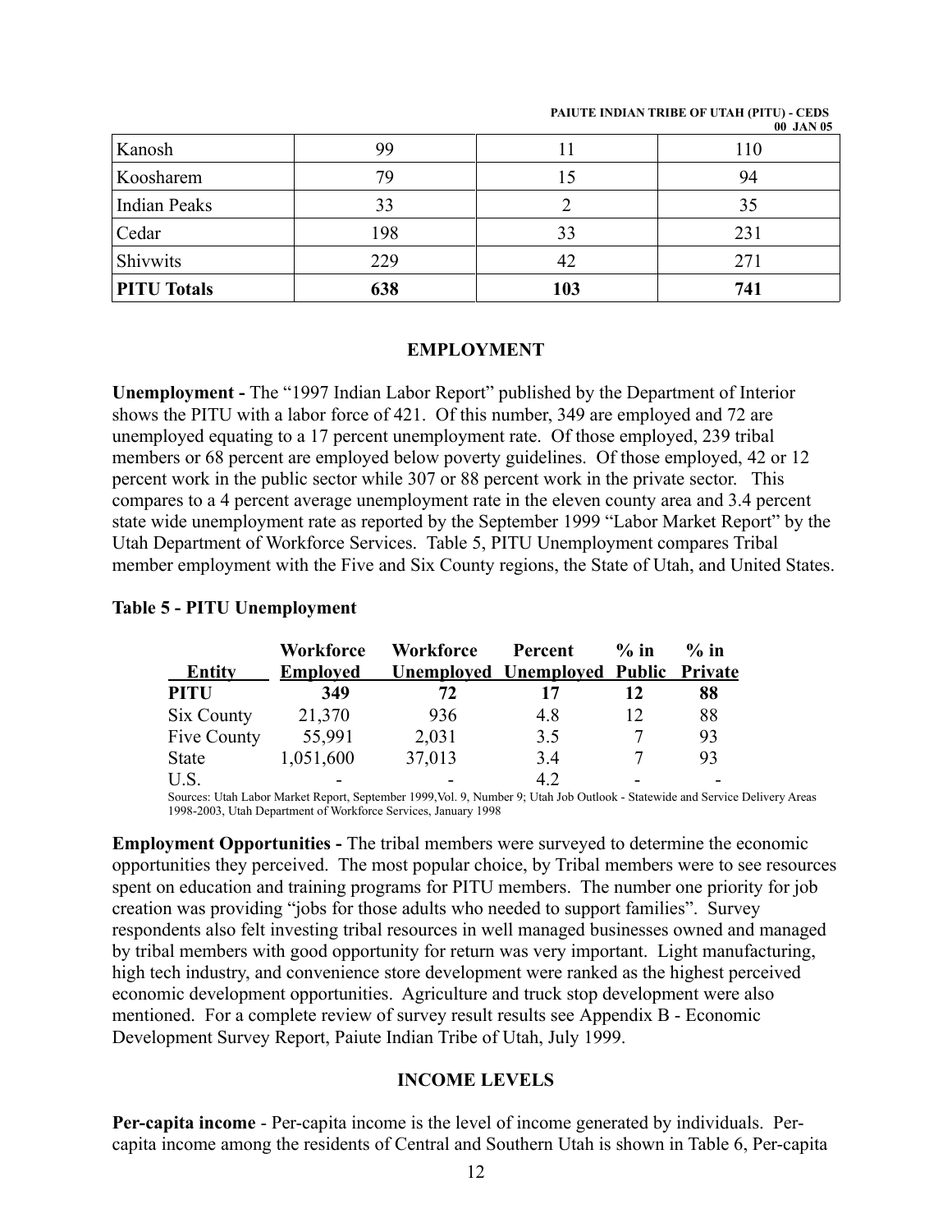| Kanosh | 99 | 11 | 110 |
|---|---|---|---|
| Koosharem | 79 | 15 | 94 |
| Indian Peaks | 33 | 2 | 35 |
| Cedar | 198 | 33 | 231 |
| Shivwits | 229 | 42 | 271 |
| **PITU Totals** | **638** | **103** | **741** |

## EMPLOYMENT

**Unemployment -** The "1997 Indian Labor Report" published by the Department of Interior shows the PITU with a labor force of 421. Of this number, 349 are employed and 72 are unemployed equating to a 17 percent unemployment rate. Of those employed, 239 tribal members or 68 percent are employed below poverty guidelines. Of those employed, 42 or 12 percent work in the public sector while 307 or 88 percent work in the private sector. This compares to a 4 percent average unemployment rate in the eleven county area and 3.4 percent state wide unemployment rate as reported by the September 1999 "Labor Market Report" by the Utah Department of Workforce Services. Table 5, PITU Unemployment compares Tribal member employment with the Five and Six County regions, the State of Utah, and United States.

**Table 5 - PITU Unemployment**

| Entity | Workforce Employed | Workforce Unemployed | Percent Unemployed | % in Public | % in Private |
|---|---|---|---|---|---|
| **PITU** | **349** | **72** | **17** | **12** | **88** |
| Six County | 21,370 | 936 | 4.8 | 12 | 88 |
| Five County | 55,991 | 2,031 | 3.5 | 7 | 93 |
| State | 1,051,600 | 37,013 | 3.4 | 7 | 93 |
| U.S. | - | - | 4.2 | - | - |

Sources: Utah Labor Market Report, September 1999,Vol. 9, Number 9; Utah Job Outlook - Statewide and Service Delivery Areas 1998-2003, Utah Department of Workforce Services, January 1998

**Employment Opportunities -** The tribal members were surveyed to determine the economic opportunities they perceived. The most popular choice, by Tribal members were to see resources spent on education and training programs for PITU members. The number one priority for job creation was providing "jobs for those adults who needed to support families". Survey respondents also felt investing tribal resources in well managed businesses owned and managed by tribal members with good opportunity for return was very important. Light manufacturing, high tech industry, and convenience store development were ranked as the highest perceived economic development opportunities. Agriculture and truck stop development were also mentioned. For a complete review of survey result results see Appendix B - Economic Development Survey Report, Paiute Indian Tribe of Utah, July 1999.

## INCOME LEVELS

**Per-capita income** - Per-capita income is the level of income generated by individuals. Per-capita income among the residents of Central and Southern Utah is shown in Table 6, Per-capita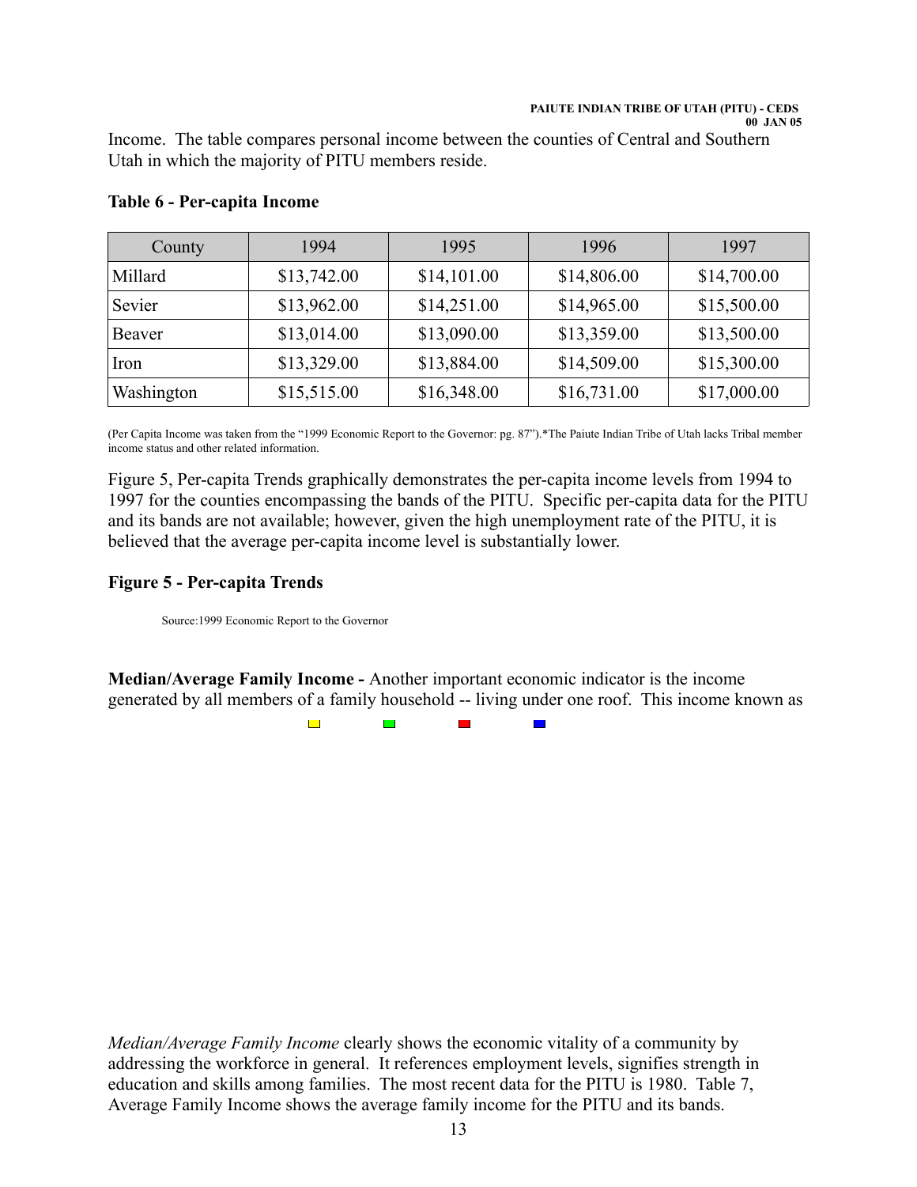Income. The table compares personal income between the counties of Central and Southern Utah in which the majority of PITU members reside.

**Table 6 - Per-capita Income**

| County | 1994 | 1995 | 1996 | 1997 |
|---|---|---|---|---|
| Millard | $13,742.00 | $14,101.00 | $14,806.00 | $14,700.00 |
| Sevier | $13,962.00 | $14,251.00 | $14,965.00 | $15,500.00 |
| Beaver | $13,014.00 | $13,090.00 | $13,359.00 | $13,500.00 |
| Iron | $13,329.00 | $13,884.00 | $14,509.00 | $15,300.00 |
| Washington | $15,515.00 | $16,348.00 | $16,731.00 | $17,000.00 |

(Per Capita Income was taken from the "1999 Economic Report to the Governor: pg. 87").*The Paiute Indian Tribe of Utah lacks Tribal member income status and other related information.

Figure 5, Per-capita Trends graphically demonstrates the per-capita income levels from 1994 to 1997 for the counties encompassing the bands of the PITU. Specific per-capita data for the PITU and its bands are not available; however, given the high unemployment rate of the PITU, it is believed that the average per-capita income level is substantially lower.

**Figure 5 - Per-capita Trends**

Source:1999 Economic Report to the Governor

**Median/Average Family Income -** Another important economic indicator is the income generated by all members of a family household -- living under one roof. This income known as *Median/Average Family Income* clearly shows the economic vitality of a community by addressing the workforce in general. It references employment levels, signifies strength in education and skills among families. The most recent data for the PITU is 1980. Table 7, Average Family Income shows the average family income for the PITU and its bands.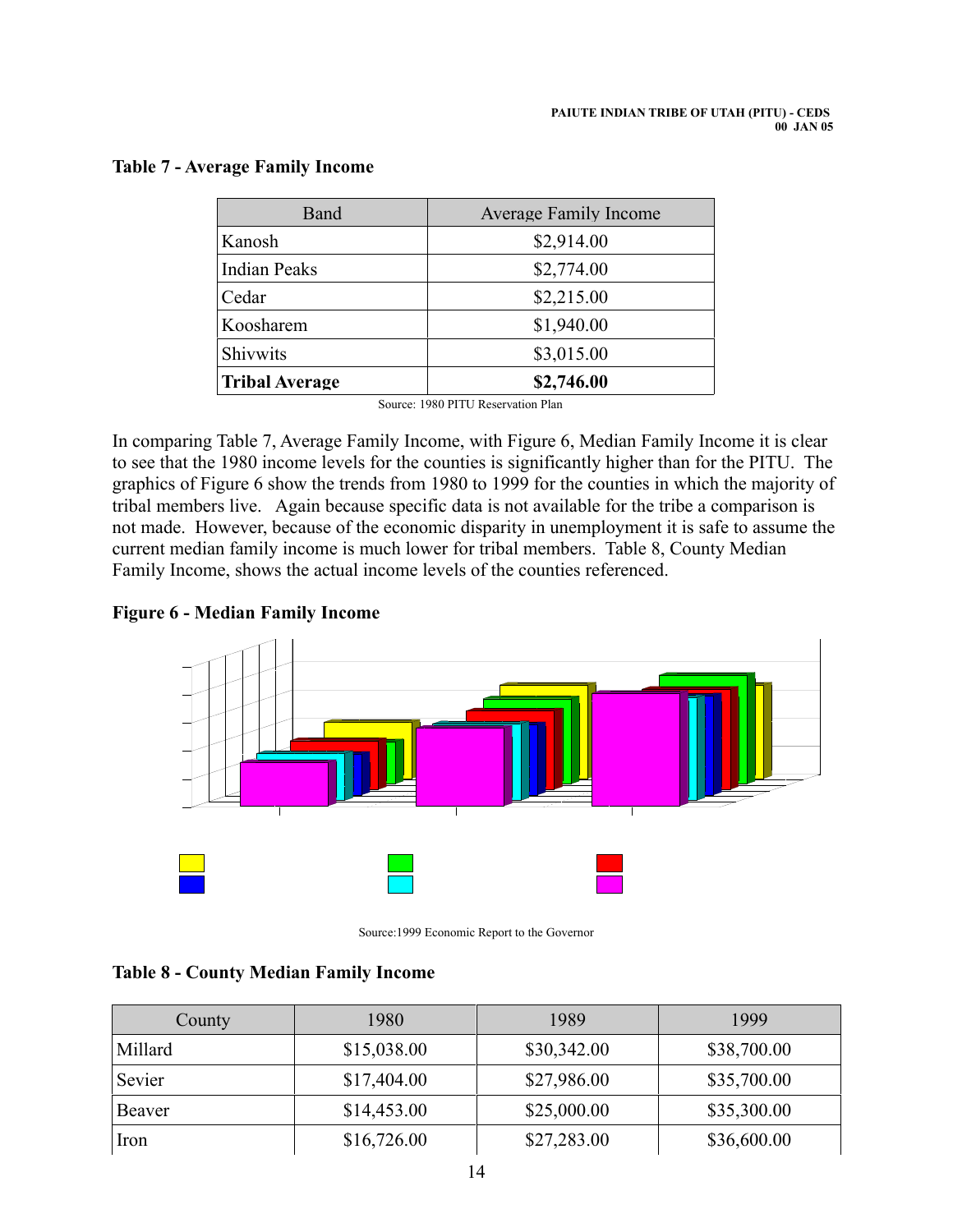**Table 7 - Average Family Income**

| Band | Average Family Income |
|---|---|
| Kanosh | $2,914.00 |
| Indian Peaks | $2,774.00 |
| Cedar | $2,215.00 |
| Koosharem | $1,940.00 |
| Shivwits | $3,015.00 |
| **Tribal Average** | **$2,746.00** |

Source: 1980 PITU Reservation Plan

In comparing Table 7, Average Family Income, with Figure 6, Median Family Income it is clear to see that the 1980 income levels for the counties is significantly higher than for the PITU. The graphics of Figure 6 show the trends from 1980 to 1999 for the counties in which the majority of tribal members live. Again because specific data is not available for the tribe a comparison is not made. However, because of the economic disparity in unemployment it is safe to assume the current median family income is much lower for tribal members. Table 8, County Median Family Income, shows the actual income levels of the counties referenced.

**Figure 6 - Median Family Income**

Source:1999 Economic Report to the Governor

**Table 8 - County Median Family Income**

| County | 1980 | 1989 | 1999 |
|---|---|---|---|
| Millard | $15,038.00 | $30,342.00 | $38,700.00 |
| Sevier | $17,404.00 | $27,986.00 | $35,700.00 |
| Beaver | $14,453.00 | $25,000.00 | $35,300.00 |
| Iron | $16,726.00 | $27,283.00 | $36,600.00 |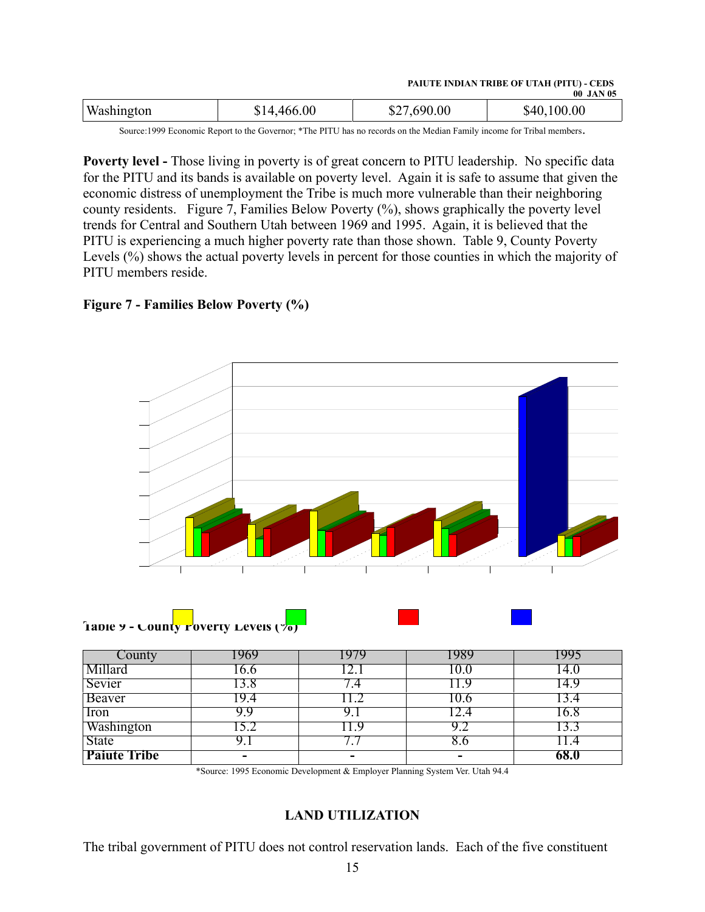| Washington | $14,466.00 | $27,690.00 | $40,100.00 |
|---|---|---|---|

Source:1999 Economic Report to the Governor; *The PITU has no records on the Median Family income for Tribal members.

**Poverty level -** Those living in poverty is of great concern to PITU leadership. No specific data for the PITU and its bands is available on poverty level. Again it is safe to assume that given the economic distress of unemployment the Tribe is much more vulnerable than their neighboring county residents. Figure 7, Families Below Poverty (%), shows graphically the poverty level trends for Central and Southern Utah between 1969 and 1995. Again, it is believed that the PITU is experiencing a much higher poverty rate than those shown. Table 9, County Poverty Levels (%) shows the actual poverty levels in percent for those counties in which the majority of PITU members reside.

**Figure 7 - Families Below Poverty (%)**

**Table 9 - County Poverty Levels (%)**

| County | 1969 | 1979 | 1989 | 1995 |
|---|---|---|---|---|
| Millard | 16.6 | 12.1 | 10.0 | 14.0 |
| Sevier | 13.8 | 7.4 | 11.9 | 14.9 |
| Beaver | 19.4 | 11.2 | 10.6 | 13.4 |
| Iron | 9.9 | 9.1 | 12.4 | 16.8 |
| Washington | 15.2 | 11.9 | 9.2 | 13.3 |
| State | 9.1 | 7.7 | 8.6 | 11.4 |
| **Paiute Tribe** | **-** | **-** | **-** | **68.0** |

*Source: 1995 Economic Development & Employer Planning System Ver. Utah 94.4

## LAND UTILIZATION

The tribal government of PITU does not control reservation lands. Each of the five constituent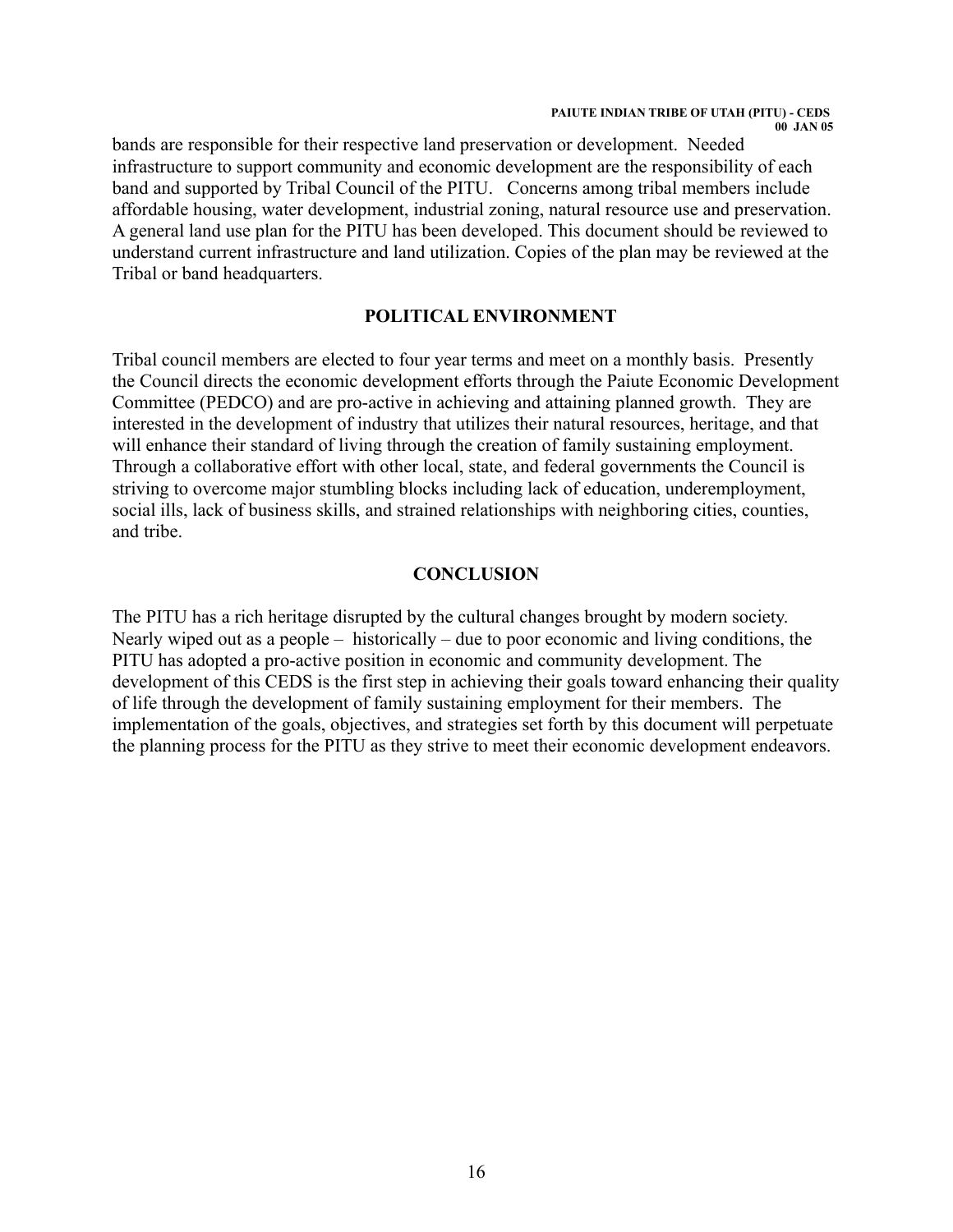bands are responsible for their respective land preservation or development. Needed infrastructure to support community and economic development are the responsibility of each band and supported by Tribal Council of the PITU. Concerns among tribal members include affordable housing, water development, industrial zoning, natural resource use and preservation. A general land use plan for the PITU has been developed. This document should be reviewed to understand current infrastructure and land utilization. Copies of the plan may be reviewed at the Tribal or band headquarters.

## POLITICAL ENVIRONMENT

Tribal council members are elected to four year terms and meet on a monthly basis. Presently the Council directs the economic development efforts through the Paiute Economic Development Committee (PEDCO) and are pro-active in achieving and attaining planned growth. They are interested in the development of industry that utilizes their natural resources, heritage, and that will enhance their standard of living through the creation of family sustaining employment. Through a collaborative effort with other local, state, and federal governments the Council is striving to overcome major stumbling blocks including lack of education, underemployment, social ills, lack of business skills, and strained relationships with neighboring cities, counties, and tribe.

## CONCLUSION

The PITU has a rich heritage disrupted by the cultural changes brought by modern society. Nearly wiped out as a people – historically – due to poor economic and living conditions, the PITU has adopted a pro-active position in economic and community development. The development of this CEDS is the first step in achieving their goals toward enhancing their quality of life through the development of family sustaining employment for their members. The implementation of the goals, objectives, and strategies set forth by this document will perpetuate the planning process for the PITU as they strive to meet their economic development endeavors.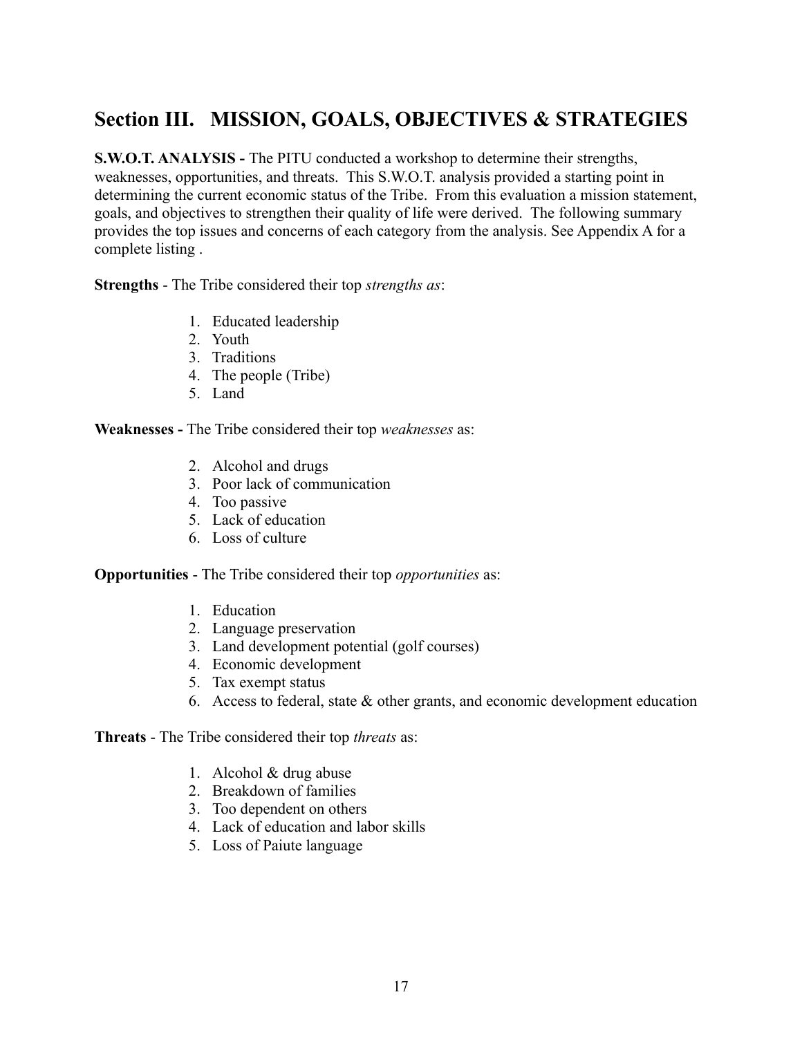## Section III. MISSION, GOALS, OBJECTIVES & STRATEGIES

**S.W.O.T. ANALYSIS -** The PITU conducted a workshop to determine their strengths, weaknesses, opportunities, and threats. This S.W.O.T. analysis provided a starting point in determining the current economic status of the Tribe. From this evaluation a mission statement, goals, and objectives to strengthen their quality of life were derived. The following summary provides the top issues and concerns of each category from the analysis. See Appendix A for a complete listing .

**Strengths** - The Tribe considered their top *strengths as*:

1. Educated leadership
2. Youth
3. Traditions
4. The people (Tribe)
5. Land

**Weaknesses -** The Tribe considered their top *weaknesses* as:

2. Alcohol and drugs
3. Poor lack of communication
4. Too passive
5. Lack of education
6. Loss of culture

**Opportunities** - The Tribe considered their top *opportunities* as:

1. Education
2. Language preservation
3. Land development potential (golf courses)
4. Economic development
5. Tax exempt status
6. Access to federal, state & other grants, and economic development education

**Threats** - The Tribe considered their top *threats* as:

1. Alcohol & drug abuse
2. Breakdown of families
3. Too dependent on others
4. Lack of education and labor skills
5. Loss of Paiute language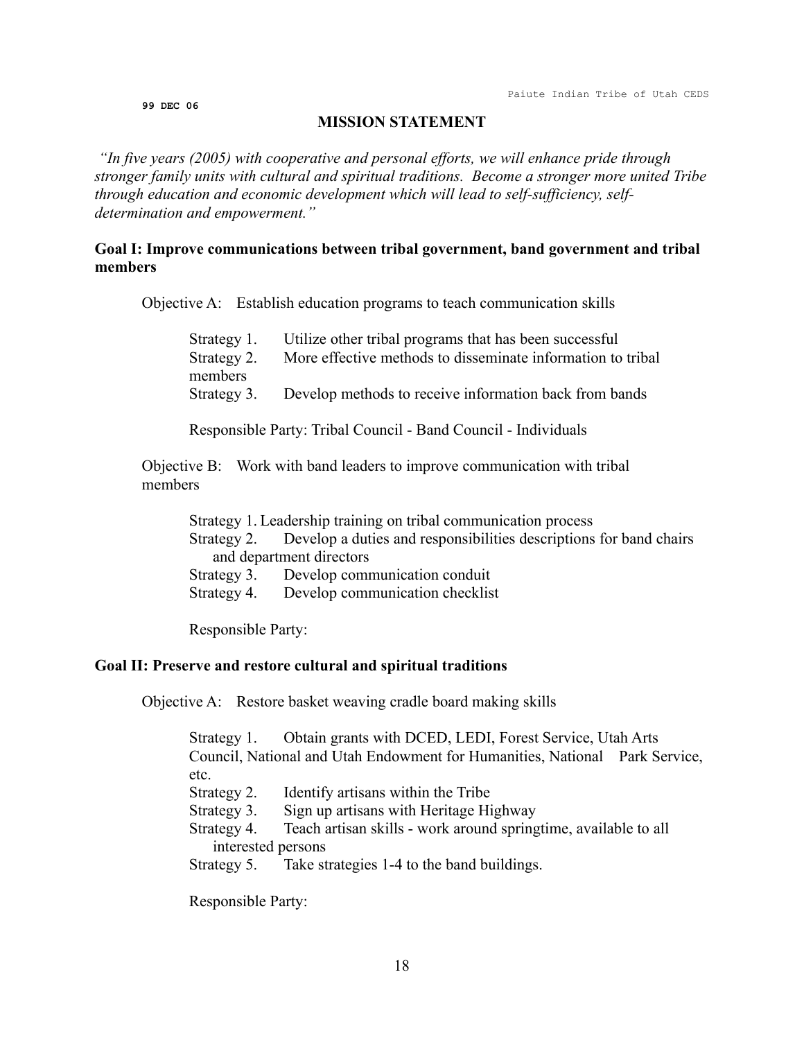**99 DEC 06**

## MISSION STATEMENT

*"In five years (2005) with cooperative and personal efforts, we will enhance pride through stronger family units with cultural and spiritual traditions. Become a stronger more united Tribe through education and economic development which will lead to self-sufficiency, self-determination and empowerment."*

### Goal I: Improve communications between tribal government, band government and tribal members

Objective A: Establish education programs to teach communication skills

- Strategy 1. Utilize other tribal programs that has been successful
- Strategy 2. More effective methods to disseminate information to tribal members
- Strategy 3. Develop methods to receive information back from bands

Responsible Party: Tribal Council - Band Council - Individuals

Objective B: Work with band leaders to improve communication with tribal members

- Strategy 1. Leadership training on tribal communication process
- Strategy 2. Develop a duties and responsibilities descriptions for band chairs and department directors
- Strategy 3. Develop communication conduit
- Strategy 4. Develop communication checklist

Responsible Party:

### Goal II: Preserve and restore cultural and spiritual traditions

Objective A: Restore basket weaving cradle board making skills

- Strategy 1. Obtain grants with DCED, LEDI, Forest Service, Utah Arts Council, National and Utah Endowment for Humanities, National Park Service, etc.
- Strategy 2. Identify artisans within the Tribe
- Strategy 3. Sign up artisans with Heritage Highway
- Strategy 4. Teach artisan skills - work around springtime, available to all interested persons
- Strategy 5. Take strategies 1-4 to the band buildings.

Responsible Party: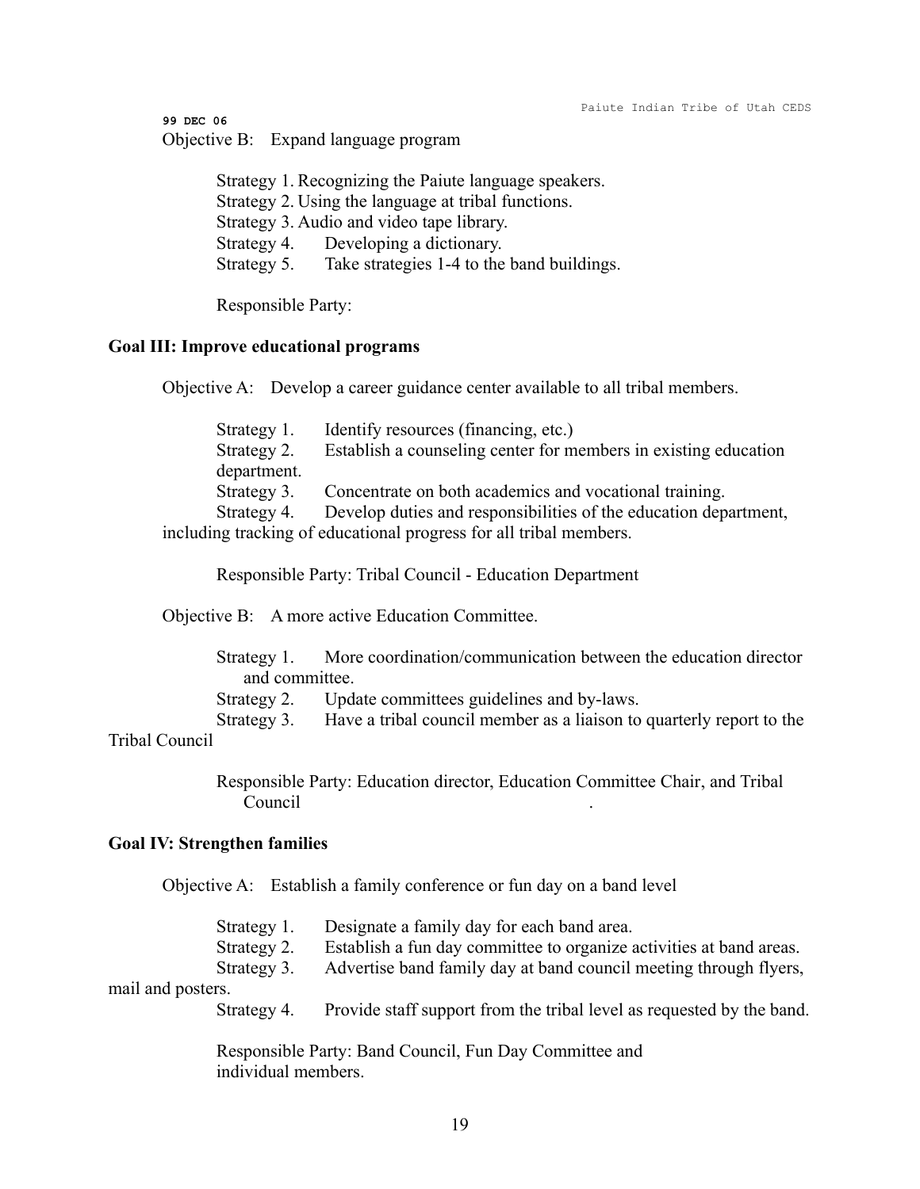Objective B: Expand language program

Strategy 1. Recognizing the Paiute language speakers.
Strategy 2. Using the language at tribal functions.
Strategy 3. Audio and video tape library.
Strategy 4. Developing a dictionary.
Strategy 5. Take strategies 1-4 to the band buildings.

Responsible Party:

**Goal III: Improve educational programs**

Objective A: Develop a career guidance center available to all tribal members.

Strategy 1. Identify resources (financing, etc.)
Strategy 2. Establish a counseling center for members in existing education department.
Strategy 3. Concentrate on both academics and vocational training.
Strategy 4. Develop duties and responsibilities of the education department, including tracking of educational progress for all tribal members.

Responsible Party: Tribal Council - Education Department

Objective B: A more active Education Committee.

Strategy 1. More coordination/communication between the education director and committee.
Strategy 2. Update committees guidelines and by-laws.
Strategy 3. Have a tribal council member as a liaison to quarterly report to the Tribal Council

Responsible Party: Education director, Education Committee Chair, and Tribal Council .

**Goal IV: Strengthen families**

Objective A: Establish a family conference or fun day on a band level

Strategy 1. Designate a family day for each band area.
Strategy 2. Establish a fun day committee to organize activities at band areas.
Strategy 3. Advertise band family day at band council meeting through flyers, mail and posters.
Strategy 4. Provide staff support from the tribal level as requested by the band.

Responsible Party: Band Council, Fun Day Committee and individual members.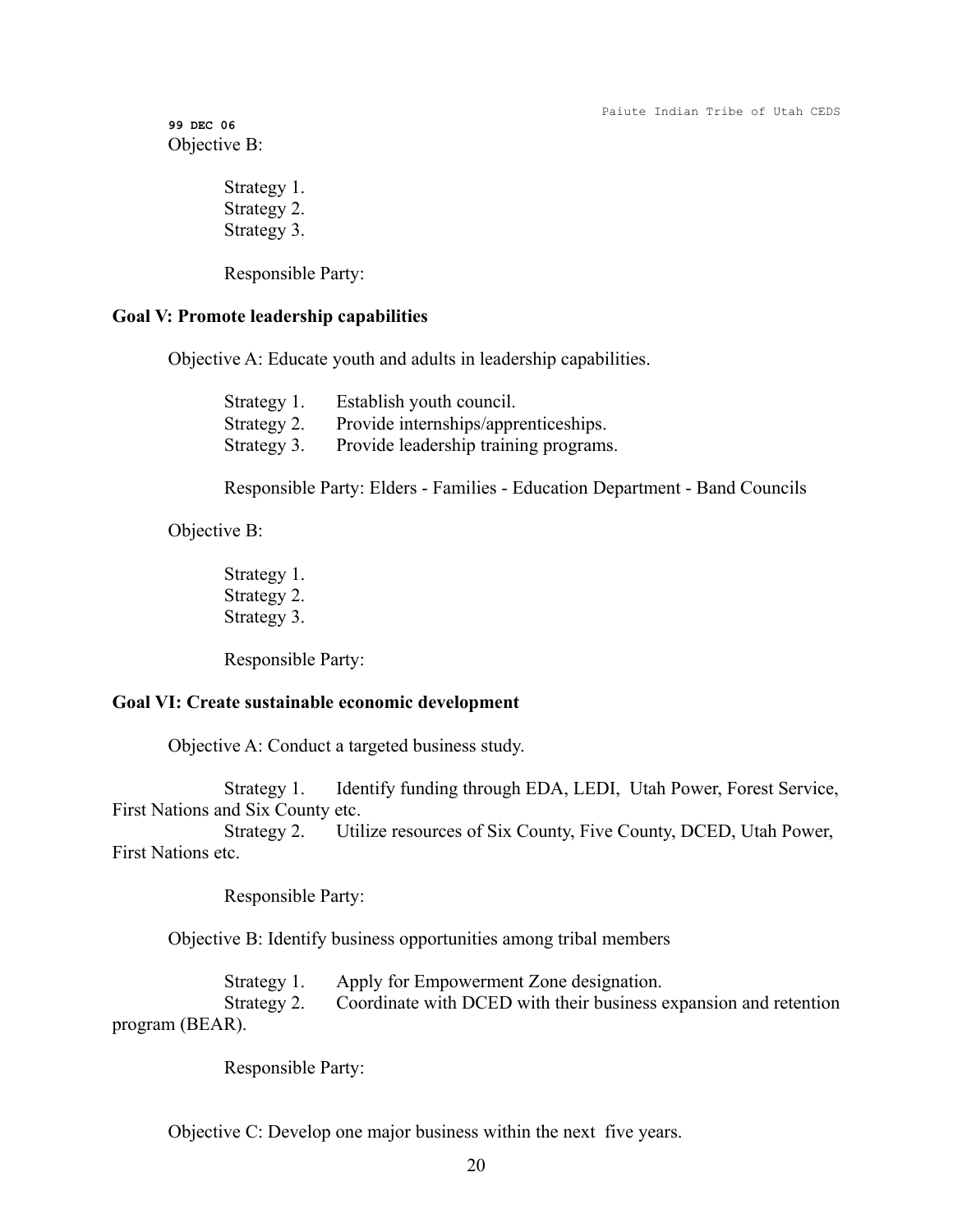99 DEC 06

Objective B:

Strategy 1.
Strategy 2.
Strategy 3.

Responsible Party:

**Goal V: Promote leadership capabilities**

Objective A: Educate youth and adults in leadership capabilities.

Strategy 1. Establish youth council.
Strategy 2. Provide internships/apprenticeships.
Strategy 3. Provide leadership training programs.

Responsible Party: Elders - Families - Education Department - Band Councils

Objective B:

Strategy 1.
Strategy 2.
Strategy 3.

Responsible Party:

**Goal VI: Create sustainable economic development**

Objective A: Conduct a targeted business study.

Strategy 1. Identify funding through EDA, LEDI, Utah Power, Forest Service, First Nations and Six County etc.
Strategy 2. Utilize resources of Six County, Five County, DCED, Utah Power, First Nations etc.

Responsible Party:

Objective B: Identify business opportunities among tribal members

Strategy 1. Apply for Empowerment Zone designation.
Strategy 2. Coordinate with DCED with their business expansion and retention program (BEAR).

Responsible Party:

Objective C: Develop one major business within the next five years.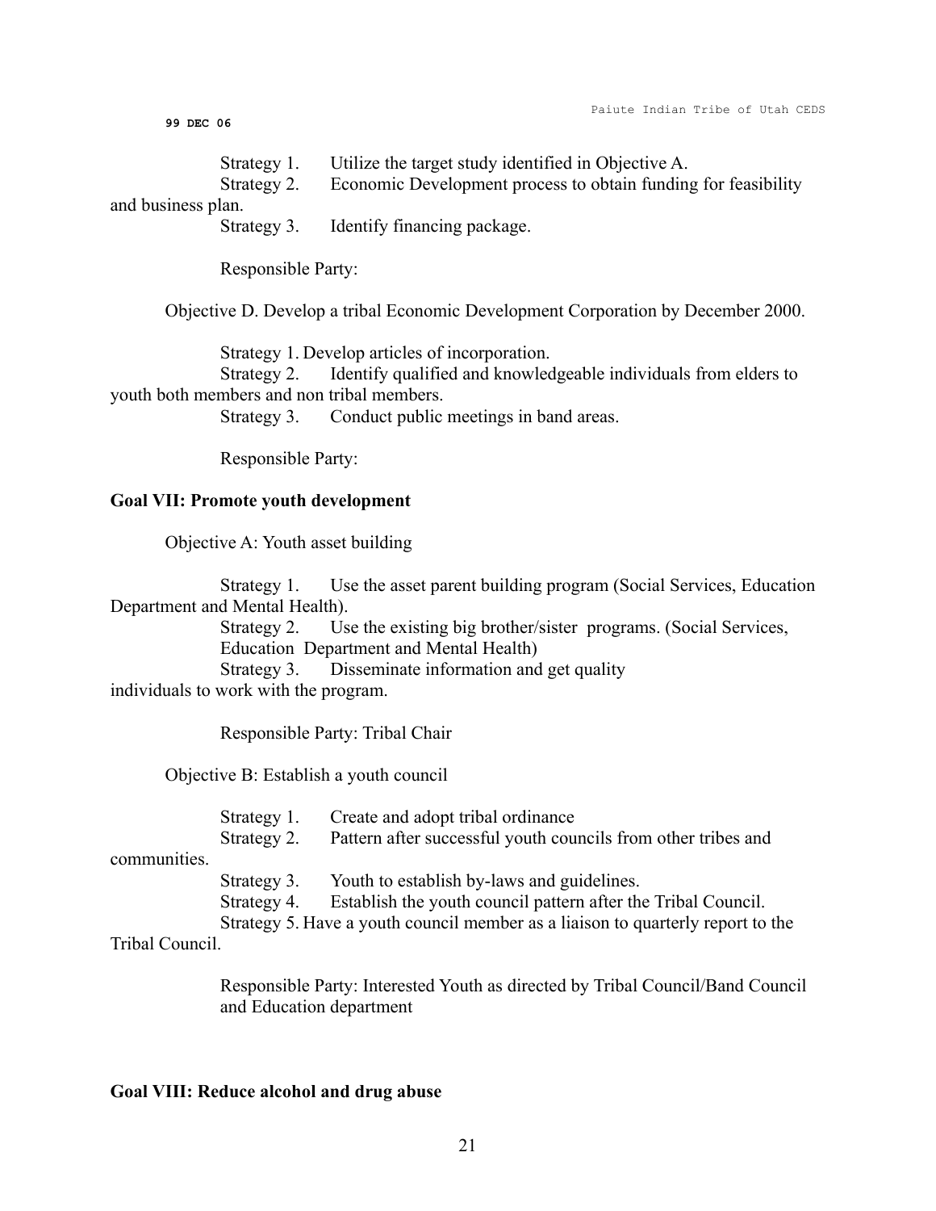Strategy 1. Utilize the target study identified in Objective A.

Strategy 2. Economic Development process to obtain funding for feasibility and business plan.

Strategy 3. Identify financing package.

Responsible Party:

Objective D. Develop a tribal Economic Development Corporation by December 2000.

Strategy 1. Develop articles of incorporation.

Strategy 2. Identify qualified and knowledgeable individuals from elders to youth both members and non tribal members.

Strategy 3. Conduct public meetings in band areas.

Responsible Party:

**Goal VII: Promote youth development**

Objective A: Youth asset building

Strategy 1. Use the asset parent building program (Social Services, Education Department and Mental Health).

Strategy 2. Use the existing big brother/sister programs. (Social Services, Education Department and Mental Health)

Strategy 3. Disseminate information and get quality individuals to work with the program.

Responsible Party: Tribal Chair

Objective B: Establish a youth council

Strategy 1. Create and adopt tribal ordinance

Strategy 2. Pattern after successful youth councils from other tribes and communities.

Strategy 3. Youth to establish by-laws and guidelines.

Strategy 4. Establish the youth council pattern after the Tribal Council.

Strategy 5. Have a youth council member as a liaison to quarterly report to the Tribal Council.

Responsible Party: Interested Youth as directed by Tribal Council/Band Council and Education department

**Goal VIII: Reduce alcohol and drug abuse**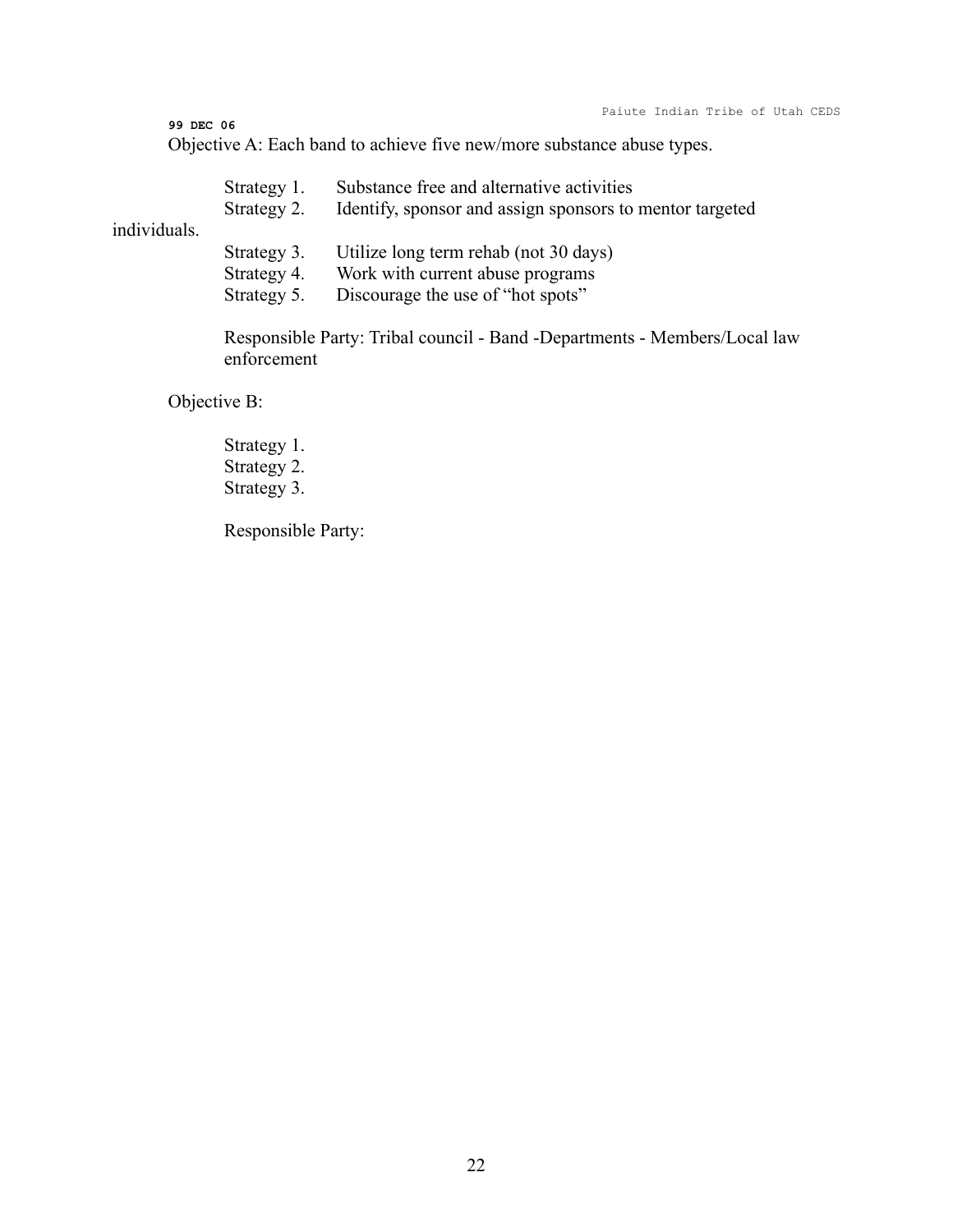99 DEC 06

Objective A: Each band to achieve five new/more substance abuse types.

Strategy 1. Substance free and alternative activities
Strategy 2. Identify, sponsor and assign sponsors to mentor targeted individuals.
Strategy 3. Utilize long term rehab (not 30 days)
Strategy 4. Work with current abuse programs
Strategy 5. Discourage the use of "hot spots"

Responsible Party: Tribal council - Band -Departments - Members/Local law enforcement

Objective B:

Strategy 1.
Strategy 2.
Strategy 3.

Responsible Party: